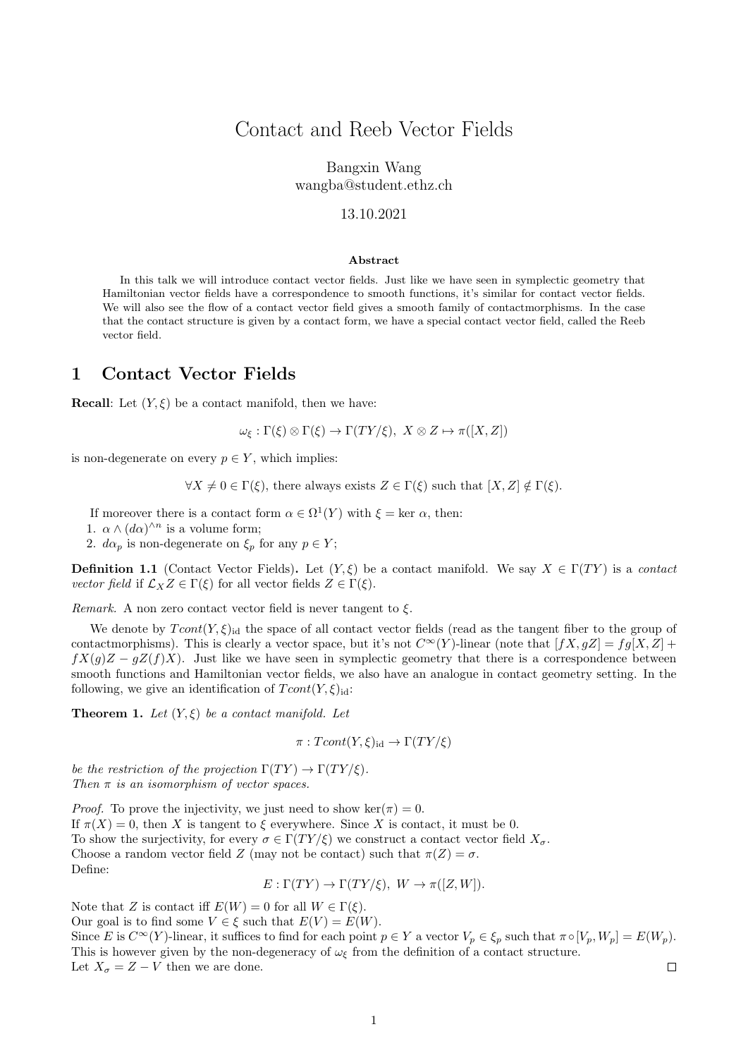# Contact and Reeb Vector Fields

Bangxin Wang
wangba@student.ethz.ch

13.10.2021

**Abstract**

In this talk we will introduce contact vector fields. Just like we have seen in symplectic geometry that Hamiltonian vector fields have a correspondence to smooth functions, it's similar for contact vector fields. We will also see the flow of a contact vector field gives a smooth family of contactmorphisms. In the case that the contact structure is given by a contact form, we have a special contact vector field, called the Reeb vector field.

## 1 Contact Vector Fields

**Recall**: Let $(Y, \xi)$ be a contact manifold, then we have:

$$\omega_\xi : \Gamma(\xi) \otimes \Gamma(\xi) \to \Gamma(TY/\xi),\ X \otimes Z \mapsto \pi([X, Z])$$

is non-degenerate on every $p \in Y$, which implies:

$$\forall X \neq 0 \in \Gamma(\xi), \text{ there always exists } Z \in \Gamma(\xi) \text{ such that } [X, Z] \notin \Gamma(\xi).$$

If moreover there is a contact form $\alpha \in \Omega^1(Y)$ with $\xi = \ker \alpha$, then:
1. $\alpha \wedge (d\alpha)^{\wedge n}$ is a volume form;
2. $d\alpha_p$ is non-degenerate on $\xi_p$ for any $p \in Y$;

**Definition 1.1** (Contact Vector Fields)**.** Let $(Y, \xi)$ be a contact manifold. We say $X \in \Gamma(TY)$ is a *contact vector field* if $\mathcal{L}_X Z \in \Gamma(\xi)$ for all vector fields $Z \in \Gamma(\xi)$.

*Remark.* A non zero contact vector field is never tangent to $\xi$.

We denote by $Tcont(Y, \xi)_{\text{id}}$ the space of all contact vector fields (read as the tangent fiber to the group of contactmorphisms). This is clearly a vector space, but it's not $C^\infty(Y)$-linear (note that $[fX, gZ] = fg[X, Z] + fX(g)Z - gZ(f)X$). Just like we have seen in symplectic geometry that there is a correspondence between smooth functions and Hamiltonian vector fields, we also have an analogue in contact geometry setting. In the following, we give an identification of $Tcont(Y, \xi)_{\text{id}}$:

**Theorem 1.** *Let $(Y, \xi)$ be a contact manifold. Let*

$$\pi : Tcont(Y, \xi)_{\text{id}} \to \Gamma(TY/\xi)$$

*be the restriction of the projection $\Gamma(TY) \to \Gamma(TY/\xi)$.*
*Then $\pi$ is an isomorphism of vector spaces.*

*Proof.* To prove the injectivity, we just need to show $\ker(\pi) = 0$.
If $\pi(X) = 0$, then $X$ is tangent to $\xi$ everywhere. Since $X$ is contact, it must be 0.
To show the surjectivity, for every $\sigma \in \Gamma(TY/\xi)$ we construct a contact vector field $X_\sigma$.
Choose a random vector field $Z$ (may not be contact) such that $\pi(Z) = \sigma$.
Define:

$$E : \Gamma(TY) \to \Gamma(TY/\xi),\ W \to \pi([Z, W]).$$

Note that $Z$ is contact iff $E(W) = 0$ for all $W \in \Gamma(\xi)$.
Our goal is to find some $V \in \xi$ such that $E(V) = E(W)$.
Since $E$ is $C^\infty(Y)$-linear, it suffices to find for each point $p \in Y$ a vector $V_p \in \xi_p$ such that $\pi \circ [V_p, W_p] = E(W_p)$.
This is however given by the non-degeneracy of $\omega_\xi$ from the definition of a contact structure.
Let $X_\sigma = Z - V$ then we are done. ∎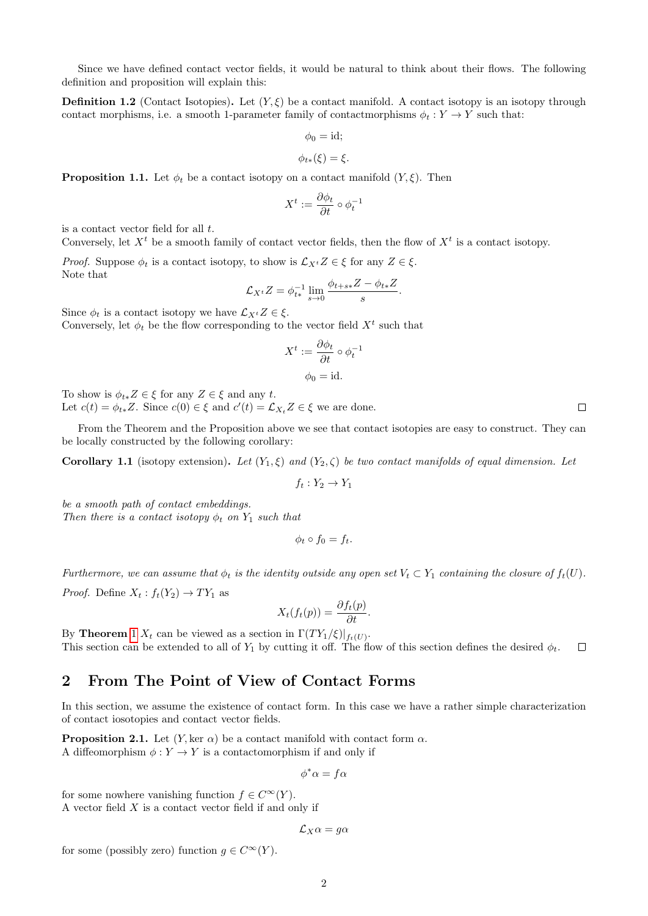Since we have defined contact vector fields, it would be natural to think about their flows. The following definition and proposition will explain this:

**Definition 1.2** (Contact Isotopies)**.** Let $(Y, \xi)$ be a contact manifold. A contact isotopy is an isotopy through contact morphisms, i.e. a smooth 1-parameter family of contactmorphisms $\phi_t : Y \to Y$ such that:

$$\phi_0 = \text{id};$$

$$\phi_{t*}(\xi) = \xi.$$

**Proposition 1.1.** Let $\phi_t$ be a contact isotopy on a contact manifold $(Y, \xi)$. Then

$$X^t := \frac{\partial \phi_t}{\partial t} \circ \phi_t^{-1}$$

is a contact vector field for all $t$.
Conversely, let $X^t$ be a smooth family of contact vector fields, then the flow of $X^t$ is a contact isotopy.

*Proof.* Suppose $\phi_t$ is a contact isotopy, to show is $\mathcal{L}_{X^t} Z \in \xi$ for any $Z \in \xi$.
Note that

$$\mathcal{L}_{X^t} Z = \phi_{t*}^{-1} \lim_{s \to 0} \frac{\phi_{t+s*} Z - \phi_{t*} Z}{s}.$$

Since $\phi_t$ is a contact isotopy we have $\mathcal{L}_{X^t} Z \in \xi$.
Conversely, let $\phi_t$ be the flow corresponding to the vector field $X^t$ such that

$$X^t := \frac{\partial \phi_t}{\partial t} \circ \phi_t^{-1}$$

$$\phi_0 = \text{id}.$$

To show is $\phi_{t*} Z \in \xi$ for any $Z \in \xi$ and any $t$.
Let $c(t) = \phi_{t*} Z$. Since $c(0) \in \xi$ and $c'(t) = \mathcal{L}_{X_t} Z \in \xi$ we are done. ☐

From the Theorem and the Proposition above we see that contact isotopies are easy to construct. They can be locally constructed by the following corollary:

**Corollary 1.1** (isotopy extension)**.** *Let $(Y_1, \xi)$ and $(Y_2, \zeta)$ be two contact manifolds of equal dimension. Let*

$$f_t : Y_2 \to Y_1$$

*be a smooth path of contact embeddings.*
*Then there is a contact isotopy $\phi_t$ on $Y_1$ such that*

$$\phi_t \circ f_0 = f_t.$$

*Furthermore, we can assume that $\phi_t$ is the identity outside any open set $V_t \subset Y_1$ containing the closure of $f_t(U)$.*

*Proof.* Define $X_t : f_t(Y_2) \to TY_1$ as

$$X_t(f_t(p)) = \frac{\partial f_t(p)}{\partial t}.$$

By **Theorem** 1 $X_t$ can be viewed as a section in $\Gamma(TY_1/\xi)|_{f_t(U)}$.
This section can be extended to all of $Y_1$ by cutting it off. The flow of this section defines the desired $\phi_t$. ☐

## 2 From The Point of View of Contact Forms

In this section, we assume the existence of contact form. In this case we have a rather simple characterization of contact iosotopies and contact vector fields.

**Proposition 2.1.** Let $(Y, \ker \alpha)$ be a contact manifold with contact form $\alpha$.
A diffeomorphism $\phi : Y \to Y$ is a contactomorphism if and only if

$$\phi^* \alpha = f\alpha$$

for some nowhere vanishing function $f \in C^\infty(Y)$.
A vector field $X$ is a contact vector field if and only if

$$\mathcal{L}_X \alpha = g\alpha$$

for some (possibly zero) function $g \in C^\infty(Y)$.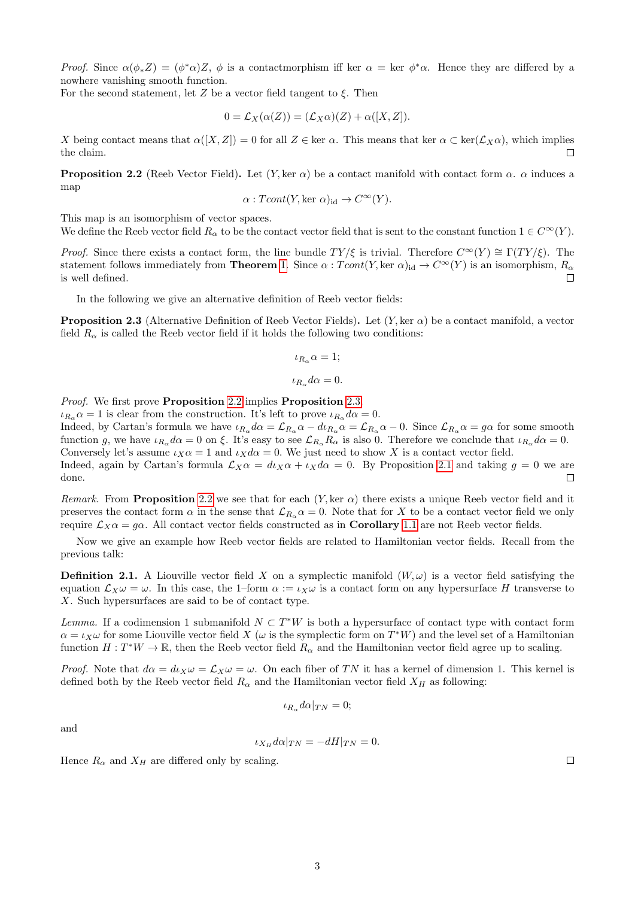*Proof.* Since $\alpha(\phi_* Z) = (\phi^*\alpha)Z$, $\phi$ is a contactmorphism iff ker $\alpha$ = ker $\phi^*\alpha$. Hence they are differed by a nowhere vanishing smooth function.
For the second statement, let $Z$ be a vector field tangent to $\xi$. Then

$$0 = \mathcal{L}_X(\alpha(Z)) = (\mathcal{L}_X\alpha)(Z) + \alpha([X, Z]).$$

$X$ being contact means that $\alpha([X, Z]) = 0$ for all $Z \in \ker \alpha$. This means that $\ker \alpha \subset \ker(\mathcal{L}_X\alpha)$, which implies the claim. □

**Proposition 2.2** (Reeb Vector Field)**.** Let $(Y, \ker\, \alpha)$ be a contact manifold with contact form $\alpha$. $\alpha$ induces a map

$$\alpha : Tcont(Y, \ker\, \alpha)_{\mathrm{id}} \to C^\infty(Y).$$

This map is an isomorphism of vector spaces.
We define the Reeb vector field $R_\alpha$ to be the contact vector field that is sent to the constant function $1 \in C^\infty(Y)$.

*Proof.* Since there exists a contact form, the line bundle $TY/\xi$ is trivial. Therefore $C^\infty(Y) \cong \Gamma(TY/\xi)$. The statement follows immediately from **Theorem** 1. Since $\alpha : Tcont(Y, \ker\, \alpha)_{\mathrm{id}} \to C^\infty(Y)$ is an isomorphism, $R_\alpha$ is well defined. □

In the following we give an alternative definition of Reeb vector fields:

**Proposition 2.3** (Alternative Definition of Reeb Vector Fields)**.** Let $(Y, \ker\, \alpha)$ be a contact manifold, a vector field $R_\alpha$ is called the Reeb vector field if it holds the following two conditions:

$$\iota_{R_\alpha}\alpha = 1;$$

$$\iota_{R_\alpha} d\alpha = 0.$$

*Proof.* We first prove **Proposition** 2.2 implies **Proposition** 2.3.
$\iota_{R_\alpha}\alpha = 1$ is clear from the construction. It's left to prove $\iota_{R_\alpha} d\alpha = 0$.
Indeed, by Cartan's formula we have $\iota_{R_\alpha} d\alpha = \mathcal{L}_{R_\alpha}\alpha - d\iota_{R_\alpha}\alpha = \mathcal{L}_{R_\alpha}\alpha - 0$. Since $\mathcal{L}_{R_\alpha}\alpha = g\alpha$ for some smooth function $g$, we have $\iota_{R_\alpha} d\alpha = 0$ on $\xi$. It's easy to see $\mathcal{L}_{R_\alpha} R_\alpha$ is also 0. Therefore we conclude that $\iota_{R_\alpha} d\alpha = 0$.
Conversely let's assume $\iota_X\alpha = 1$ and $\iota_X d\alpha = 0$. We just need to show $X$ is a contact vector field.
Indeed, again by Cartan's formula $\mathcal{L}_X\alpha = d\iota_X\alpha + \iota_X d\alpha = 0$. By Proposition 2.1 and taking $g = 0$ we are done. □

*Remark.* From **Proposition** 2.2 we see that for each $(Y, \ker\, \alpha)$ there exists a unique Reeb vector field and it preserves the contact form $\alpha$ in the sense that $\mathcal{L}_{R_\alpha}\alpha = 0$. Note that for $X$ to be a contact vector field we only require $\mathcal{L}_X\alpha = g\alpha$. All contact vector fields constructed as in **Corollary** 1.1 are not Reeb vector fields.

Now we give an example how Reeb vector fields are related to Hamiltonian vector fields. Recall from the previous talk:

**Definition 2.1.** A Liouville vector field $X$ on a symplectic manifold $(W, \omega)$ is a vector field satisfying the equation $\mathcal{L}_X\omega = \omega$. In this case, the 1–form $\alpha := \iota_X\omega$ is a contact form on any hypersurface $H$ transverse to $X$. Such hypersurfaces are said to be of contact type.

*Lemma.* If a codimension 1 submanifold $N \subset T^*W$ is both a hypersurface of contact type with contact form $\alpha = \iota_X\omega$ for some Liouville vector field $X$ ($\omega$ is the symplectic form on $T^*W$) and the level set of a Hamiltonian function $H : T^*W \to \mathbb{R}$, then the Reeb vector field $R_\alpha$ and the Hamiltonian vector field agree up to scaling.

*Proof.* Note that $d\alpha = d\iota_X\omega = \mathcal{L}_X\omega = \omega$. On each fiber of $TN$ it has a kernel of dimension 1. This kernel is defined both by the Reeb vector field $R_\alpha$ and the Hamiltonian vector field $X_H$ as following:

$$\iota_{R_\alpha} d\alpha|_{TN} = 0;$$

and

$$\iota_{X_H} d\alpha|_{TN} = -dH|_{TN} = 0.$$

Hence $R_\alpha$ and $X_H$ are differed only by scaling. □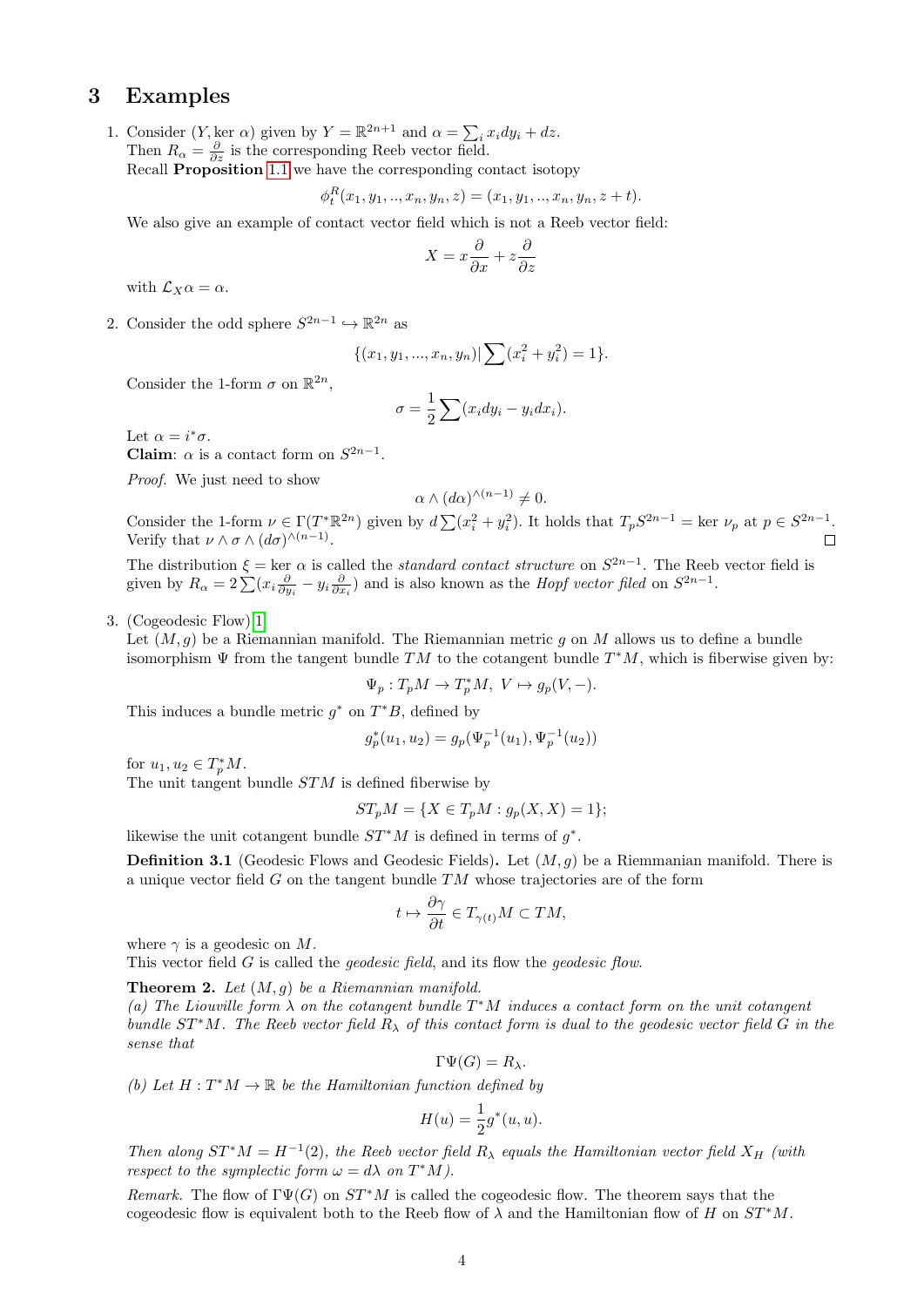# 3 Examples

1. Consider $(Y, \ker \alpha)$ given by $Y = \mathbb{R}^{2n+1}$ and $\alpha = \sum_i x_i dy_i + dz$.
   Then $R_\alpha = \frac{\partial}{\partial z}$ is the corresponding Reeb vector field.
   Recall **Proposition** 1.1 we have the corresponding contact isotopy

   $$\phi_t^R(x_1, y_1, .., x_n, y_n, z) = (x_1, y_1, .., x_n, y_n, z + t).$$

   We also give an example of contact vector field which is not a Reeb vector field:

   $$X = x\frac{\partial}{\partial x} + z\frac{\partial}{\partial z}$$

   with $\mathcal{L}_X \alpha = \alpha$.

2. Consider the odd sphere $S^{2n-1} \hookrightarrow \mathbb{R}^{2n}$ as

   $$\{(x_1, y_1, ..., x_n, y_n) | \sum (x_i^2 + y_i^2) = 1\}.$$

   Consider the 1-form $\sigma$ on $\mathbb{R}^{2n}$,

   $$\sigma = \frac{1}{2}\sum (x_i dy_i - y_i dx_i).$$

   Let $\alpha = i^*\sigma$.
   **Claim**: $\alpha$ is a contact form on $S^{2n-1}$.

   *Proof.* We just need to show

   $$\alpha \wedge (d\alpha)^{\wedge(n-1)} \neq 0.$$

   Consider the 1-form $\nu \in \Gamma(T^*\mathbb{R}^{2n})$ given by $d\sum(x_i^2 + y_i^2)$. It holds that $T_p S^{2n-1} = \ker \nu_p$ at $p \in S^{2n-1}$.
   Verify that $\nu \wedge \sigma \wedge (d\sigma)^{\wedge(n-1)}$. ∎

   The distribution $\xi = \ker \alpha$ is called the *standard contact structure* on $S^{2n-1}$. The Reeb vector field is given by $R_\alpha = 2\sum(x_i \frac{\partial}{\partial y_i} - y_i \frac{\partial}{\partial x_i})$ and is also known as the *Hopf vector filed* on $S^{2n-1}$.

3. (Cogeodesic Flow) [1]
   Let $(M, g)$ be a Riemannian manifold. The Riemannian metric $g$ on $M$ allows us to define a bundle isomorphism $\Psi$ from the tangent bundle $TM$ to the cotangent bundle $T^*M$, which is fiberwise given by:

   $$\Psi_p : T_pM \to T_p^*M, \; V \mapsto g_p(V, -).$$

   This induces a bundle metric $g^*$ on $T^*B$, defined by

   $$g_p^*(u_1, u_2) = g_p(\Psi_p^{-1}(u_1), \Psi_p^{-1}(u_2))$$

   for $u_1, u_2 \in T_p^*M$.
   The unit tangent bundle $STM$ is defined fiberwise by

   $$ST_pM = \{X \in T_pM : g_p(X, X) = 1\};$$

   likewise the unit cotangent bundle $ST^*M$ is defined in terms of $g^*$.

   **Definition 3.1** (Geodesic Flows and Geodesic Fields)**.** Let $(M, g)$ be a Riemmanian manifold. There is a unique vector field $G$ on the tangent bundle $TM$ whose trajectories are of the form

   $$t \mapsto \frac{\partial \gamma}{\partial t} \in T_{\gamma(t)}M \subset TM,$$

   where $\gamma$ is a geodesic on $M$.
   This vector field $G$ is called the *geodesic field*, and its flow the *geodesic flow*.

   **Theorem 2.** *Let $(M, g)$ be a Riemannian manifold.*
   *(a) The Liouville form $\lambda$ on the cotangent bundle $T^*M$ induces a contact form on the unit cotangent bundle $ST^*M$. The Reeb vector field $R_\lambda$ of this contact form is dual to the geodesic vector field $G$ in the sense that*

   $$\Gamma\Psi(G) = R_\lambda.$$

   *(b) Let $H : T^*M \to \mathbb{R}$ be the Hamiltonian function defined by*

   $$H(u) = \frac{1}{2}g^*(u, u).$$

   *Then along $ST^*M = H^{-1}(2)$, the Reeb vector field $R_\lambda$ equals the Hamiltonian vector field $X_H$ (with respect to the symplectic form $\omega = d\lambda$ on $T^*M$).*

   *Remark.* The flow of $\Gamma\Psi(G)$ on $ST^*M$ is called the cogeodesic flow. The theorem says that the cogeodesic flow is equivalent both to the Reeb flow of $\lambda$ and the Hamiltonian flow of $H$ on $ST^*M$.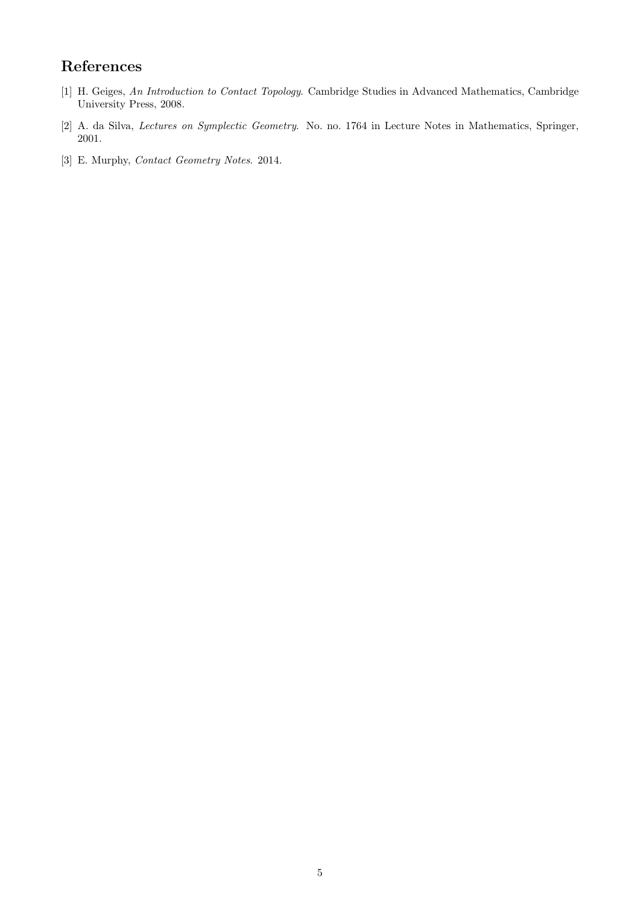## References

[1] H. Geiges, *An Introduction to Contact Topology*. Cambridge Studies in Advanced Mathematics, Cambridge University Press, 2008.

[2] A. da Silva, *Lectures on Symplectic Geometry*. No. no. 1764 in Lecture Notes in Mathematics, Springer, 2001.

[3] E. Murphy, *Contact Geometry Notes*. 2014.